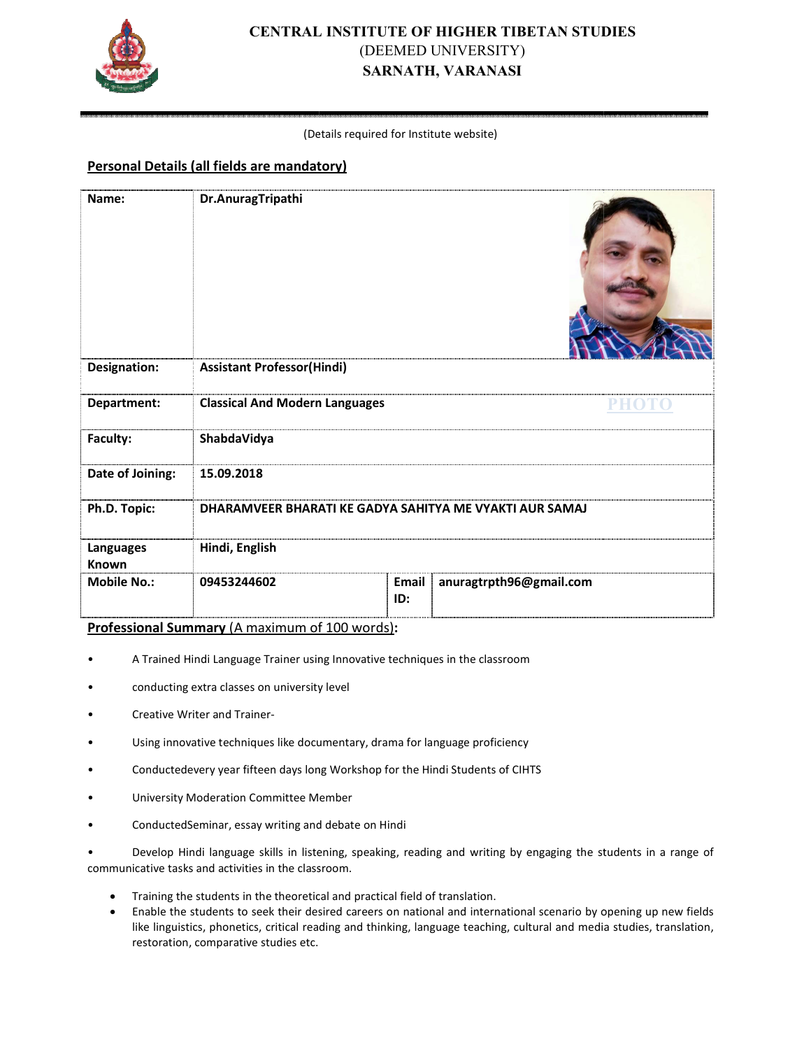# CENTRAL INSTITUTE OF HIGHER TIBETAN STUDIES
(DEEMED UNIVERSITY)
**SARNATH, VARANASI**

(Details required for Institute website)

## Personal Details (all fields are mandatory)

| | | | |
|---|---|---|---|
| **Name:** | **Dr.AnuragTripathi** | | |
| **Designation:** | **Assistant Professor(Hindi)** | | |
| **Department:** | **Classical And Modern Languages** | | PHOTO |
| **Faculty:** | **ShabdaVidya** | | |
| **Date of Joining:** | **15.09.2018** | | |
| **Ph.D. Topic:** | **DHARAMVEER BHARATI KE GADYA SAHITYA ME VYAKTI AUR SAMAJ** | | |
| **Languages Known** | **Hindi, English** | | |
| **Mobile No.:** | **09453244602** | **Email ID:** | **anuragtrpth96@gmail.com** |

**Professional Summary** (A maximum of 100 words)**:**

- A Trained Hindi Language Trainer using Innovative techniques in the classroom
- conducting extra classes on university level
- Creative Writer and Trainer-
- Using innovative techniques like documentary, drama for language proficiency
- Conductedevery year fifteen days long Workshop for the Hindi Students of CIHTS
- University Moderation Committee Member
- ConductedSeminar, essay writing and debate on Hindi
- Develop Hindi language skills in listening, speaking, reading and writing by engaging the students in a range of communicative tasks and activities in the classroom.
- Training the students in the theoretical and practical field of translation.
- Enable the students to seek their desired careers on national and international scenario by opening up new fields like linguistics, phonetics, critical reading and thinking, language teaching, cultural and media studies, translation, restoration, comparative studies etc.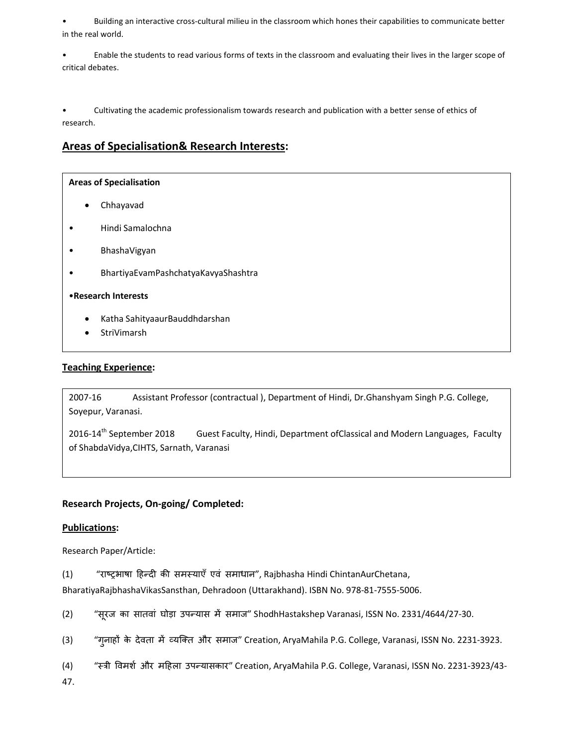- Building an interactive cross-cultural milieu in the classroom which hones their capabilities to communicate better in the real world.
- Enable the students to read various forms of texts in the classroom and evaluating their lives in the larger scope of critical debates.
- Cultivating the academic professionalism towards research and publication with a better sense of ethics of research.

## Areas of Specialisation& Research Interests:

**Areas of Specialisation**

- Chhayavad
- Hindi Samalochna
- BhashaVigyan
- BhartiyaEvamPashchatyaKavyaShashtra

•**Research Interests**

- Katha SahityaaurBauddhdarshan
- StriVimarsh

### Teaching Experience:

2007-16 Assistant Professor (contractual ), Department of Hindi, Dr.Ghanshyam Singh P.G. College, Soyepur, Varanasi.

2016-14th September 2018 Guest Faculty, Hindi, Department ofClassical and Modern Languages, Faculty of ShabdaVidya,CIHTS, Sarnath, Varanasi

### Research Projects, On-going/ Completed:

### Publications:

Research Paper/Article:

(1) "राष्ट्रभाषा हिन्दी की समस्याएँ एवं समाधान", Rajbhasha Hindi ChintanAurChetana, BharatiyaRajbhashaVikasSansthan, Dehradoon (Uttarakhand). ISBN No. 978-81-7555-5006.

(2) "सूरज का सातवां घोड़ा उपन्यास में समाज" ShodhHastakshep Varanasi, ISSN No. 2331/4644/27-30.

(3) "गुनाहों के देवता में व्यक्ति और समाज" Creation, AryaMahila P.G. College, Varanasi, ISSN No. 2231-3923.

(4) "स्त्री विमर्श और महिला उपन्यासकार" Creation, AryaMahila P.G. College, Varanasi, ISSN No. 2231-3923/43-47.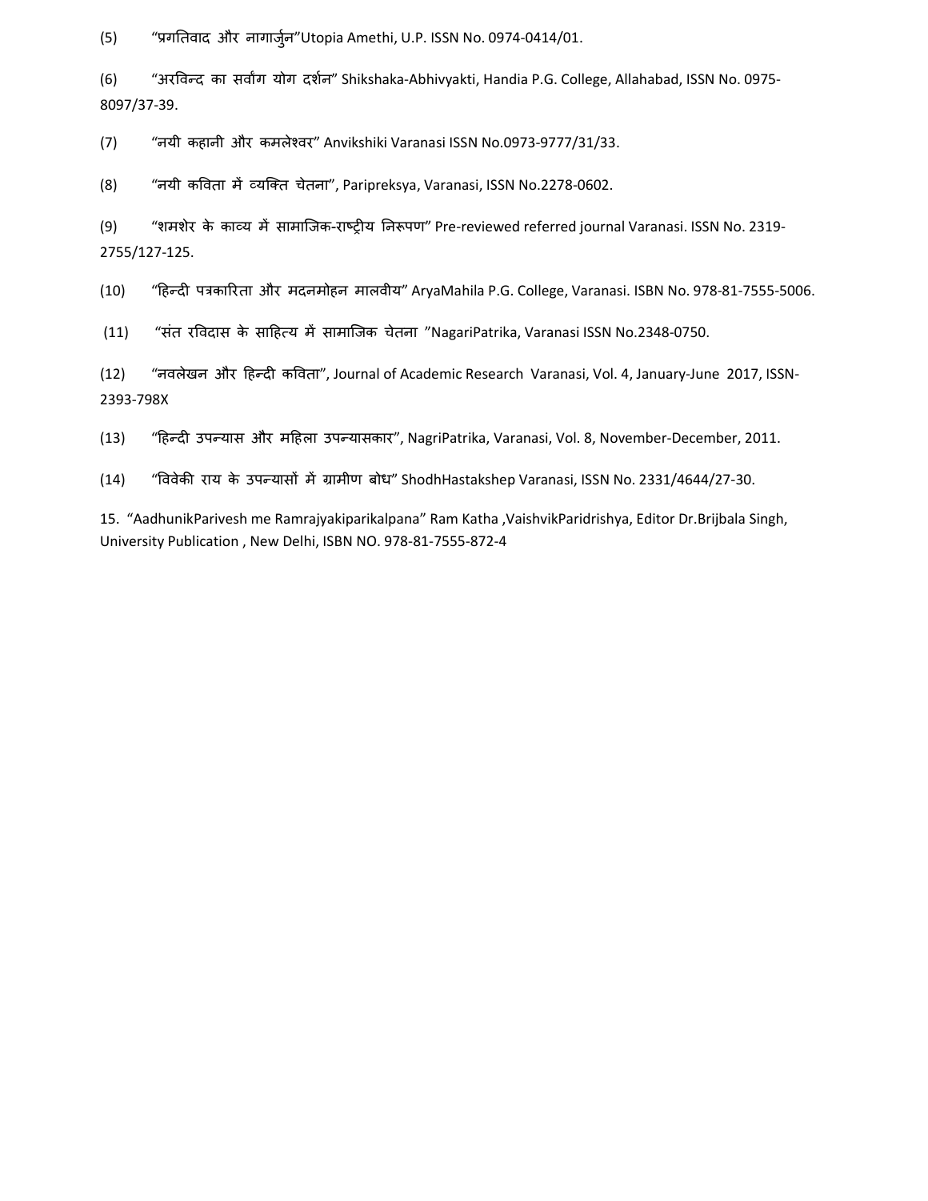(5) “प्रगतिवाद और नागार्जुन”Utopia Amethi, U.P. ISSN No. 0974-0414/01.

(6) “अरविन्द का सर्वांग योग दर्शन” Shikshaka-Abhivyakti, Handia P.G. College, Allahabad, ISSN No. 0975-8097/37-39.

(7) “नयी कहानी और कमलेश्वर” Anvikshiki Varanasi ISSN No.0973-9777/31/33.

(8) “नयी कविता में व्यक्ति चेतना”, Paripreksya, Varanasi, ISSN No.2278-0602.

(9) “शमशेर के काव्य में सामाजिक-राष्ट्रीय निरूपण” Pre-reviewed referred journal Varanasi. ISSN No. 2319-2755/127-125.

(10) “हिन्दी पत्रकारिता और मदनमोहन मालवीय” AryaMahila P.G. College, Varanasi. ISBN No. 978-81-7555-5006.

(11) “संत रविदास के साहित्य में सामाजिक चेतना ”NagariPatrika, Varanasi ISSN No.2348-0750.

(12) “नवलेखन और हिन्दी कविता”, Journal of Academic Research Varanasi, Vol. 4, January-June 2017, ISSN-2393-798X

(13) “हिन्दी उपन्यास और महिला उपन्यासकार”, NagriPatrika, Varanasi, Vol. 8, November-December, 2011.

(14) “विवेकी राय के उपन्यासों में ग्रामीण बोध” ShodhHastakshep Varanasi, ISSN No. 2331/4644/27-30.

15. “AadhunikParivesh me Ramrajyakiparikalpana” Ram Katha ,VaishvikParidrishya, Editor Dr.Brijbala Singh, University Publication , New Delhi, ISBN NO. 978-81-7555-872-4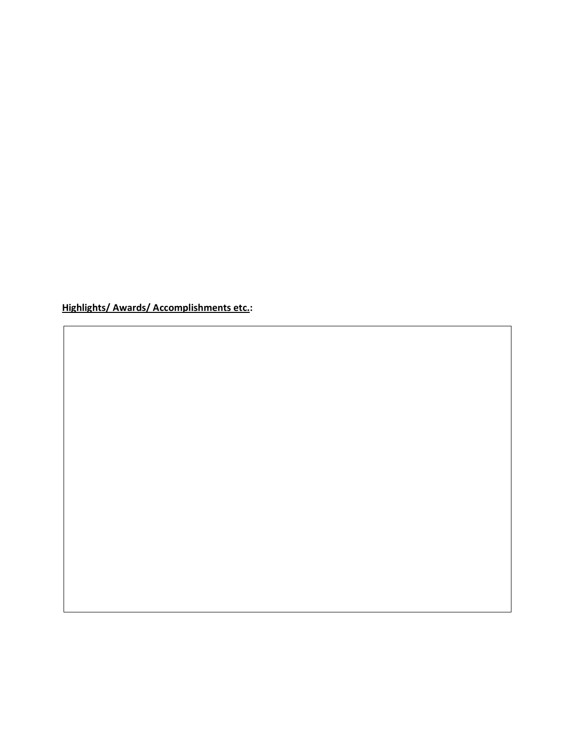**<u>Highlights/ Awards/ Accomplishments etc.</u>:**